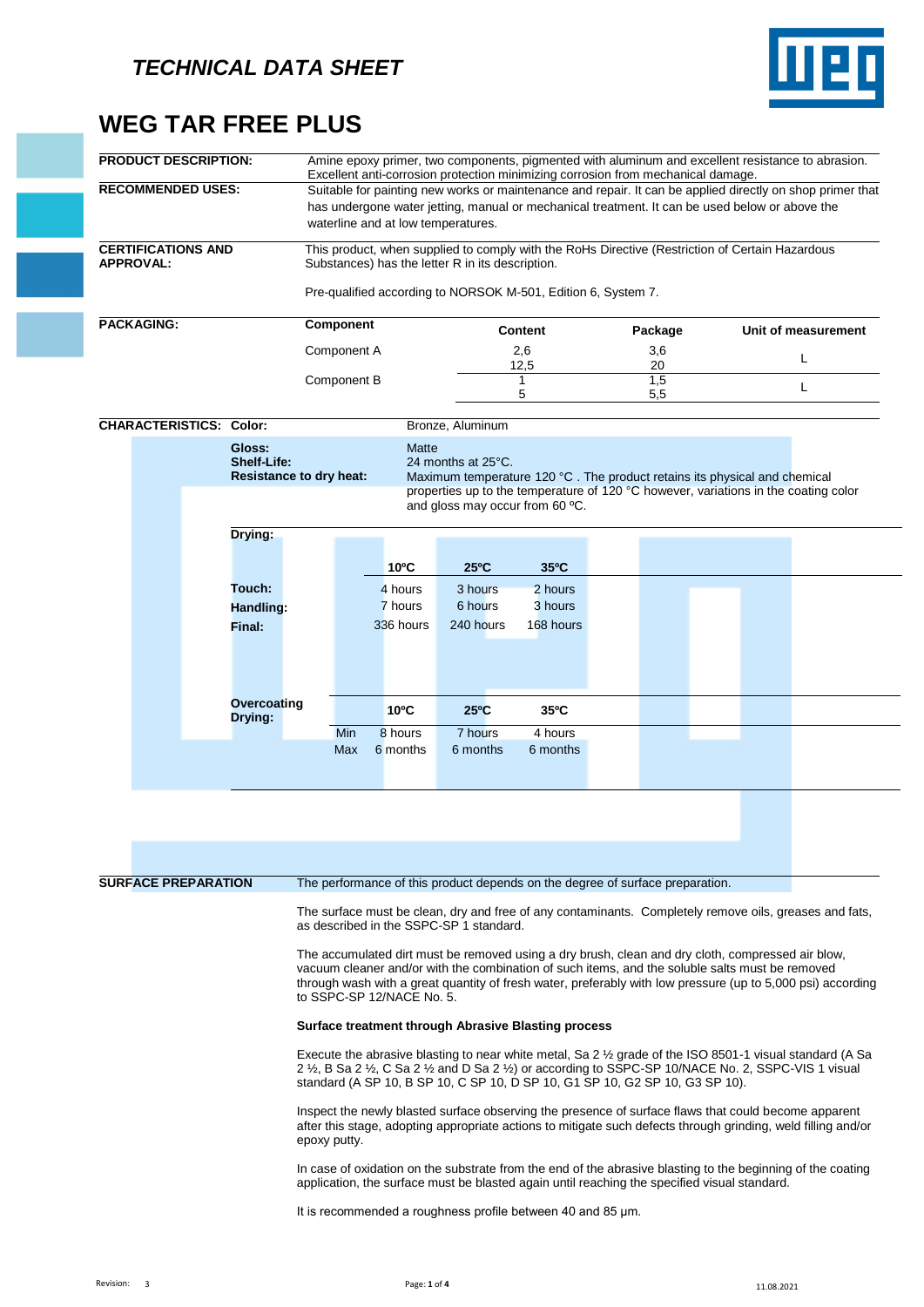## TECHNICAL DATA SHEET

# WEG TAR FREE PLUS

**PRODUCT DESCRIPTION:** Amine epoxy primer, two components, pigmented with aluminum and excellent resistance to abrasion. Excellent anti-corrosion protection minimizing corrosion from mechanical damage.

**RECOMMENDED USES:** Suitable for painting new works or maintenance and repair. It can be applied directly on shop primer that has undergone water jetting, manual or mechanical treatment. It can be used below or above the waterline and at low temperatures.

**CERTIFICATIONS AND APPROVAL:** This product, when supplied to comply with the RoHs Directive (Restriction of Certain Hazardous Substances) has the letter R in its description.

Pre-qualified according to NORSOK M-501, Edition 6, System 7.

**PACKAGING:**

| Component | Content | Package | Unit of measurement |
|---|---|---|---|
| Component A | 2,6 | 3,6 | L |
| | 12,5 | 20 | |
| Component B | 1 | 1,5 | L |
| | 5 | 5,5 | |

**CHARACTERISTICS:**

**Color:** Bronze, Aluminum

**Gloss:** Matte

**Shelf-Life:** 24 months at 25°C.

**Resistance to dry heat:** Maximum temperature 120 °C . The product retains its physical and chemical properties up to the temperature of 120 °C however, variations in the coating color and gloss may occur from 60 ºC.

**Drying:**

| | 10ºC | 25ºC | 35ºC |
|---|---|---|---|
| **Touch:** | 4 hours | 3 hours | 2 hours |
| **Handling:** | 7 hours | 6 hours | 3 hours |
| **Final:** | 336 hours | 240 hours | 168 hours |

**Overcoating Drying:**

| | 10ºC | 25ºC | 35ºC |
|---|---|---|---|
| Min | 8 hours | 7 hours | 4 hours |
| Max | 6 months | 6 months | 6 months |

**SURFACE PREPARATION**

The performance of this product depends on the degree of surface preparation.

The surface must be clean, dry and free of any contaminants. Completely remove oils, greases and fats, as described in the SSPC-SP 1 standard.

The accumulated dirt must be removed using a dry brush, clean and dry cloth, compressed air blow, vacuum cleaner and/or with the combination of such items, and the soluble salts must be removed through wash with a great quantity of fresh water, preferably with low pressure (up to 5,000 psi) according to SSPC-SP 12/NACE No. 5.

**Surface treatment through Abrasive Blasting process**

Execute the abrasive blasting to near white metal, Sa 2 ½ grade of the ISO 8501-1 visual standard (A Sa 2 ½, B Sa 2 ½, C Sa 2 ½ and D Sa 2 ½) or according to SSPC-SP 10/NACE No. 2, SSPC-VIS 1 visual standard (A SP 10, B SP 10, C SP 10, D SP 10, G1 SP 10, G2 SP 10, G3 SP 10).

Inspect the newly blasted surface observing the presence of surface flaws that could become apparent after this stage, adopting appropriate actions to mitigate such defects through grinding, weld filling and/or epoxy putty.

In case of oxidation on the substrate from the end of the abrasive blasting to the beginning of the coating application, the surface must be blasted again until reaching the specified visual standard.

It is recommended a roughness profile between 40 and 85 µm.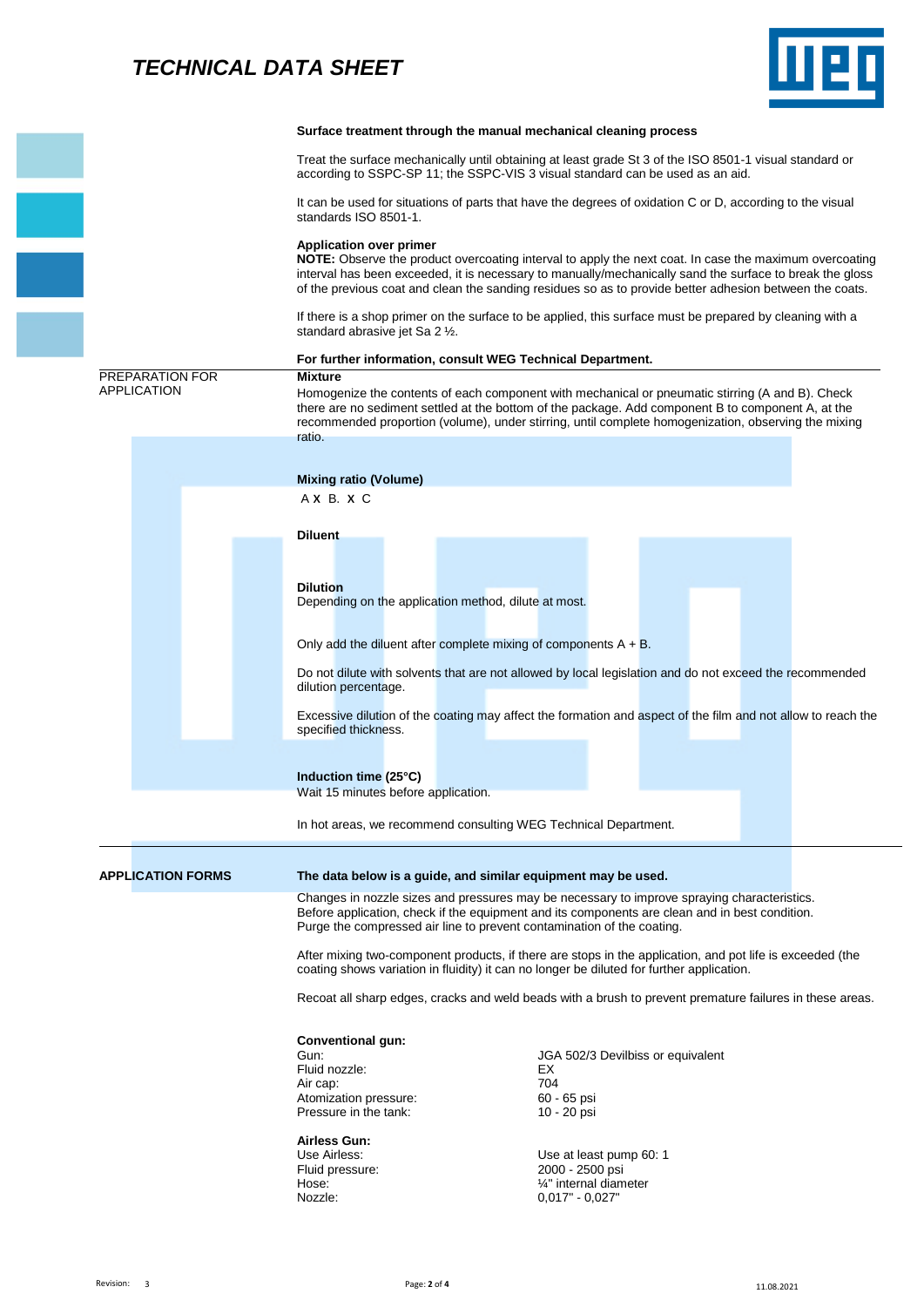**Surface treatment through the manual mechanical cleaning process**

Treat the surface mechanically until obtaining at least grade St 3 of the ISO 8501-1 visual standard or according to SSPC-SP 11; the SSPC-VIS 3 visual standard can be used as an aid.

It can be used for situations of parts that have the degrees of oxidation C or D, according to the visual standards ISO 8501-1.

**Application over primer**

**NOTE:** Observe the product overcoating interval to apply the next coat. In case the maximum overcoating interval has been exceeded, it is necessary to manually/mechanically sand the surface to break the gloss of the previous coat and clean the sanding residues so as to provide better adhesion between the coats.

If there is a shop primer on the surface to be applied, this surface must be prepared by cleaning with a standard abrasive jet Sa 2 ½.

**For further information, consult WEG Technical Department.**

## PREPARATION FOR APPLICATION

**Mixture**

Homogenize the contents of each component with mechanical or pneumatic stirring (A and B). Check there are no sediment settled at the bottom of the package. Add component B to component A, at the recommended proportion (volume), under stirring, until complete homogenization, observing the mixing ratio.

**Mixing ratio (Volume)**

A x B. x C

**Diluent**

**Dilution**

Depending on the application method, dilute at most.

Only add the diluent after complete mixing of components A + B.

Do not dilute with solvents that are not allowed by local legislation and do not exceed the recommended dilution percentage.

Excessive dilution of the coating may affect the formation and aspect of the film and not allow to reach the specified thickness.

**Induction time (25°C)**

Wait 15 minutes before application.

In hot areas, we recommend consulting WEG Technical Department.

## APPLICATION FORMS

**The data below is a guide, and similar equipment may be used.**

Changes in nozzle sizes and pressures may be necessary to improve spraying characteristics. Before application, check if the equipment and its components are clean and in best condition. Purge the compressed air line to prevent contamination of the coating.

After mixing two-component products, if there are stops in the application, and pot life is exceeded (the coating shows variation in fluidity) it can no longer be diluted for further application.

Recoat all sharp edges, cracks and weld beads with a brush to prevent premature failures in these areas.

**Conventional gun:**

| | |
|---|---|
| Gun: | JGA 502/3 Devilbiss or equivalent |
| Fluid nozzle: | EX |
| Air cap: | 704 |
| Atomization pressure: | 60 - 65 psi |
| Pressure in the tank: | 10 - 20 psi |

**Airless Gun:**

| | |
|---|---|
| Use Airless: | Use at least pump 60: 1 |
| Fluid pressure: | 2000 - 2500 psi |
| Hose: | ¼" internal diameter |
| Nozzle: | 0,017" - 0,027" |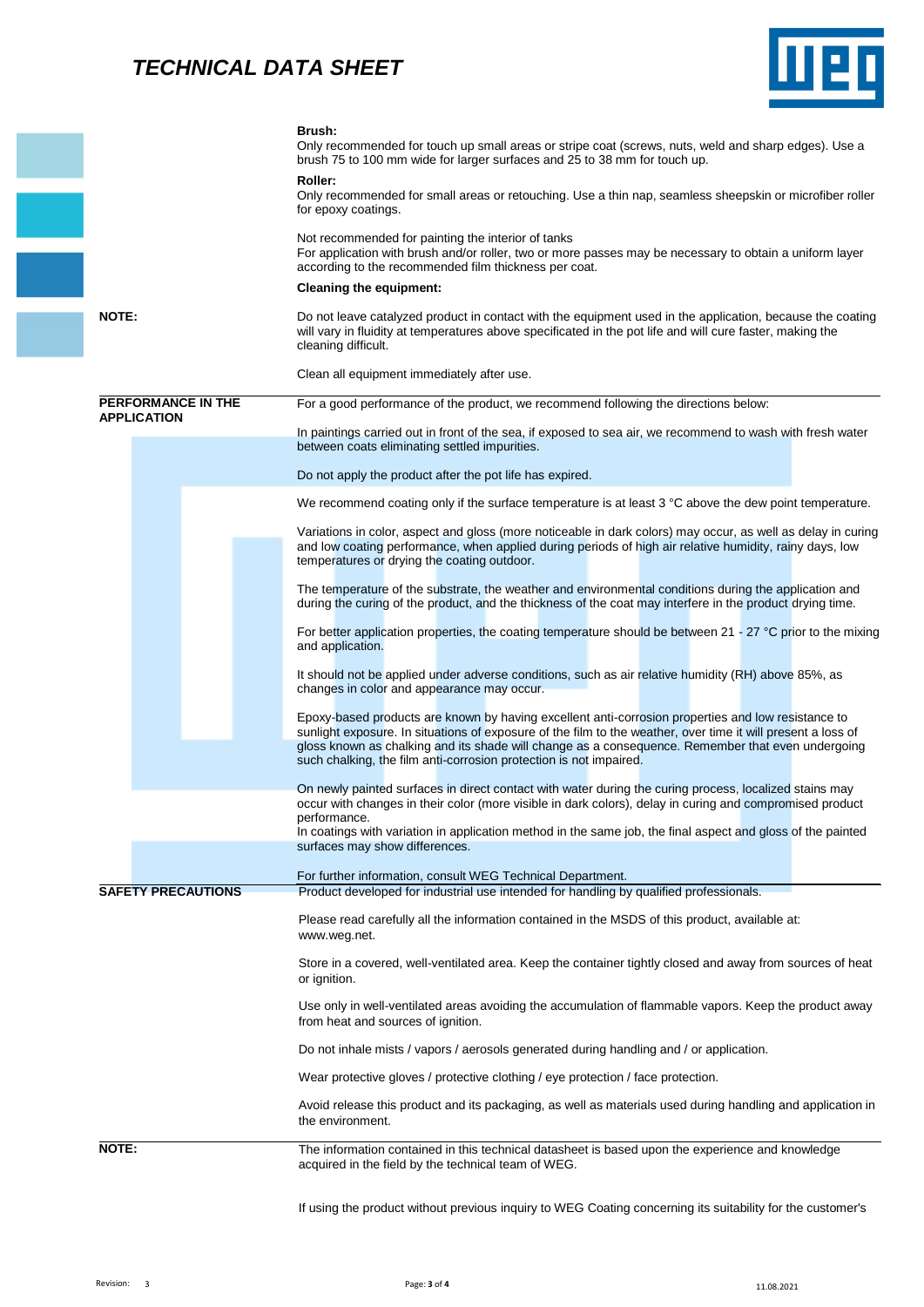**Brush:**

Only recommended for touch up small areas or stripe coat (screws, nuts, weld and sharp edges). Use a brush 75 to 100 mm wide for larger surfaces and 25 to 38 mm for touch up.

**Roller:**

Only recommended for small areas or retouching. Use a thin nap, seamless sheepskin or microfiber roller for epoxy coatings.

Not recommended for painting the interior of tanks

For application with brush and/or roller, two or more passes may be necessary to obtain a uniform layer according to the recommended film thickness per coat.

**Cleaning the equipment:**

**NOTE:** Do not leave catalyzed product in contact with the equipment used in the application, because the coating will vary in fluidity at temperatures above specificated in the pot life and will cure faster, making the cleaning difficult.

Clean all equipment immediately after use.

## PERFORMANCE IN THE APPLICATION

For a good performance of the product, we recommend following the directions below:

In paintings carried out in front of the sea, if exposed to sea air, we recommend to wash with fresh water between coats eliminating settled impurities.

Do not apply the product after the pot life has expired.

We recommend coating only if the surface temperature is at least 3 °C above the dew point temperature.

Variations in color, aspect and gloss (more noticeable in dark colors) may occur, as well as delay in curing and low coating performance, when applied during periods of high air relative humidity, rainy days, low temperatures or drying the coating outdoor.

The temperature of the substrate, the weather and environmental conditions during the application and during the curing of the product, and the thickness of the coat may interfere in the product drying time.

For better application properties, the coating temperature should be between 21 - 27 °C prior to the mixing and application.

It should not be applied under adverse conditions, such as air relative humidity (RH) above 85%, as changes in color and appearance may occur.

Epoxy-based products are known by having excellent anti-corrosion properties and low resistance to sunlight exposure. In situations of exposure of the film to the weather, over time it will present a loss of gloss known as chalking and its shade will change as a consequence. Remember that even undergoing such chalking, the film anti-corrosion protection is not impaired.

On newly painted surfaces in direct contact with water during the curing process, localized stains may occur with changes in their color (more visible in dark colors), delay in curing and compromised product performance.

In coatings with variation in application method in the same job, the final aspect and gloss of the painted surfaces may show differences.

For further information, consult WEG Technical Department.

## SAFETY PRECAUTIONS

Product developed for industrial use intended for handling by qualified professionals.

Please read carefully all the information contained in the MSDS of this product, available at: www.weg.net.

Store in a covered, well-ventilated area. Keep the container tightly closed and away from sources of heat or ignition.

Use only in well-ventilated areas avoiding the accumulation of flammable vapors. Keep the product away from heat and sources of ignition.

Do not inhale mists / vapors / aerosols generated during handling and / or application.

Wear protective gloves / protective clothing / eye protection / face protection.

Avoid release this product and its packaging, as well as materials used during handling and application in the environment.

**NOTE:** The information contained in this technical datasheet is based upon the experience and knowledge acquired in the field by the technical team of WEG.

If using the product without previous inquiry to WEG Coating concerning its suitability for the customer's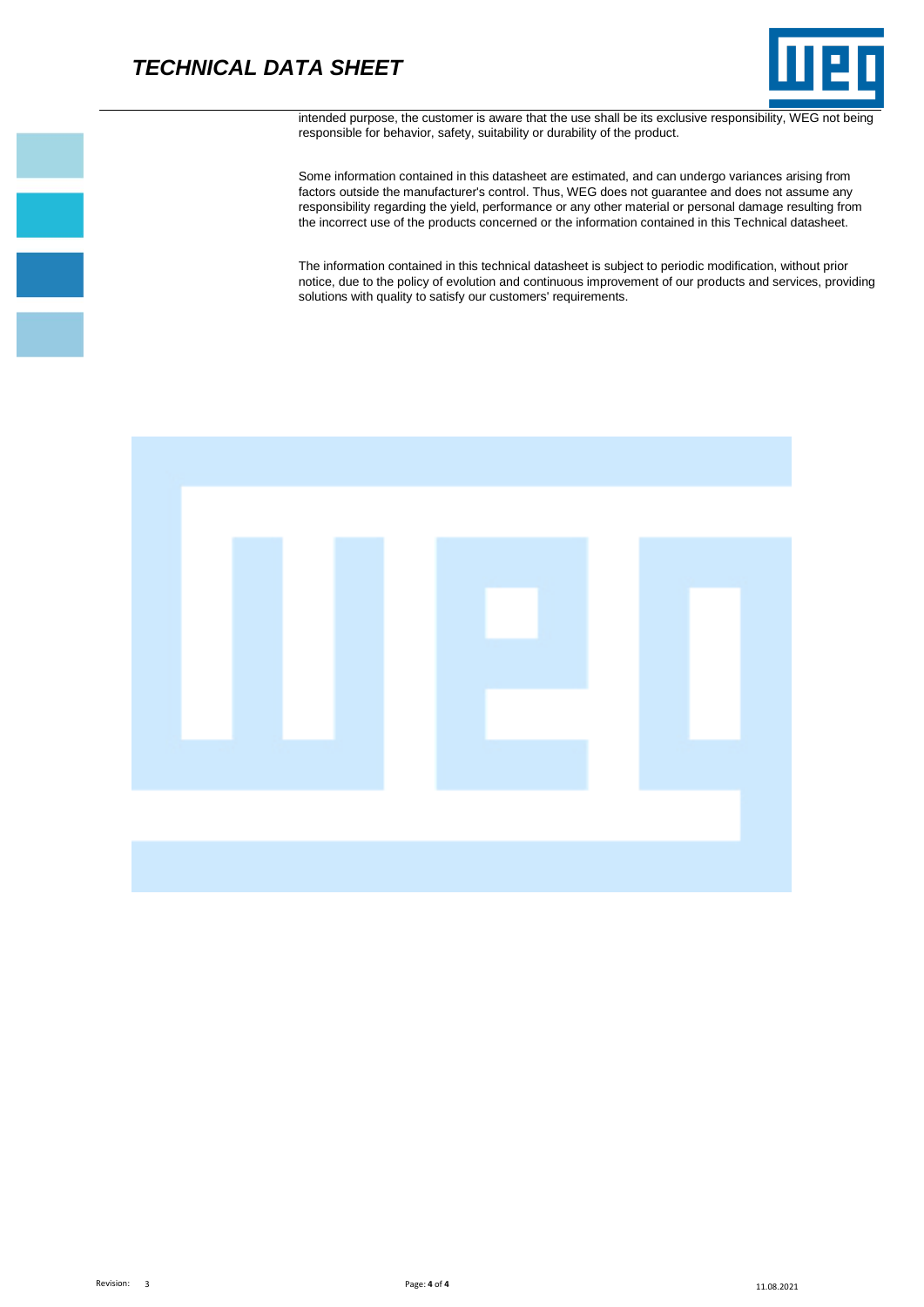intended purpose, the customer is aware that the use shall be its exclusive responsibility, WEG not being responsible for behavior, safety, suitability or durability of the product.

Some information contained in this datasheet are estimated, and can undergo variances arising from factors outside the manufacturer's control. Thus, WEG does not guarantee and does not assume any responsibility regarding the yield, performance or any other material or personal damage resulting from the incorrect use of the products concerned or the information contained in this Technical datasheet.

The information contained in this technical datasheet is subject to periodic modification, without prior notice, due to the policy of evolution and continuous improvement of our products and services, providing solutions with quality to satisfy our customers' requirements.